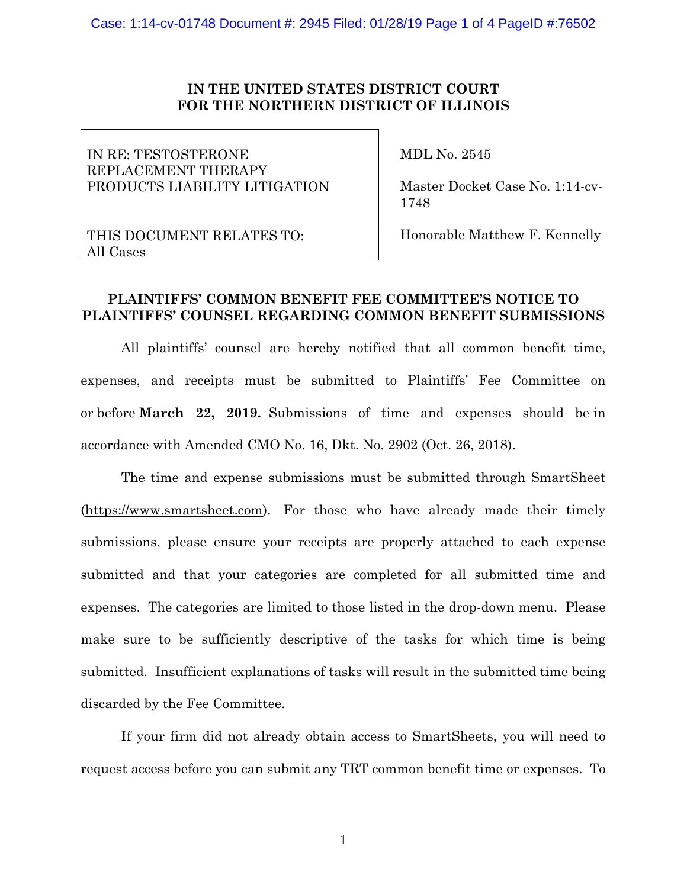**IN THE UNITED STATES DISTRICT COURT**
**FOR THE NORTHERN DISTRICT OF ILLINOIS**

| IN RE: TESTOSTERONE REPLACEMENT THERAPY PRODUCTS LIABILITY LITIGATION | MDL No. 2545<br><br>Master Docket Case No. 1:14-cv-1748 |
|---|---|
| THIS DOCUMENT RELATES TO: All Cases | Honorable Matthew F. Kennelly |

**PLAINTIFFS' COMMON BENEFIT FEE COMMITTEE'S NOTICE TO PLAINTIFFS' COUNSEL REGARDING COMMON BENEFIT SUBMISSIONS**

All plaintiffs' counsel are hereby notified that all common benefit time, expenses, and receipts must be submitted to Plaintiffs' Fee Committee on or before **March 22, 2019.** Submissions of time and expenses should be in accordance with Amended CMO No. 16, Dkt. No. 2902 (Oct. 26, 2018).

The time and expense submissions must be submitted through SmartSheet (https://www.smartsheet.com). For those who have already made their timely submissions, please ensure your receipts are properly attached to each expense submitted and that your categories are completed for all submitted time and expenses. The categories are limited to those listed in the drop-down menu. Please make sure to be sufficiently descriptive of the tasks for which time is being submitted. Insufficient explanations of tasks will result in the submitted time being discarded by the Fee Committee.

If your firm did not already obtain access to SmartSheets, you will need to request access before you can submit any TRT common benefit time or expenses. To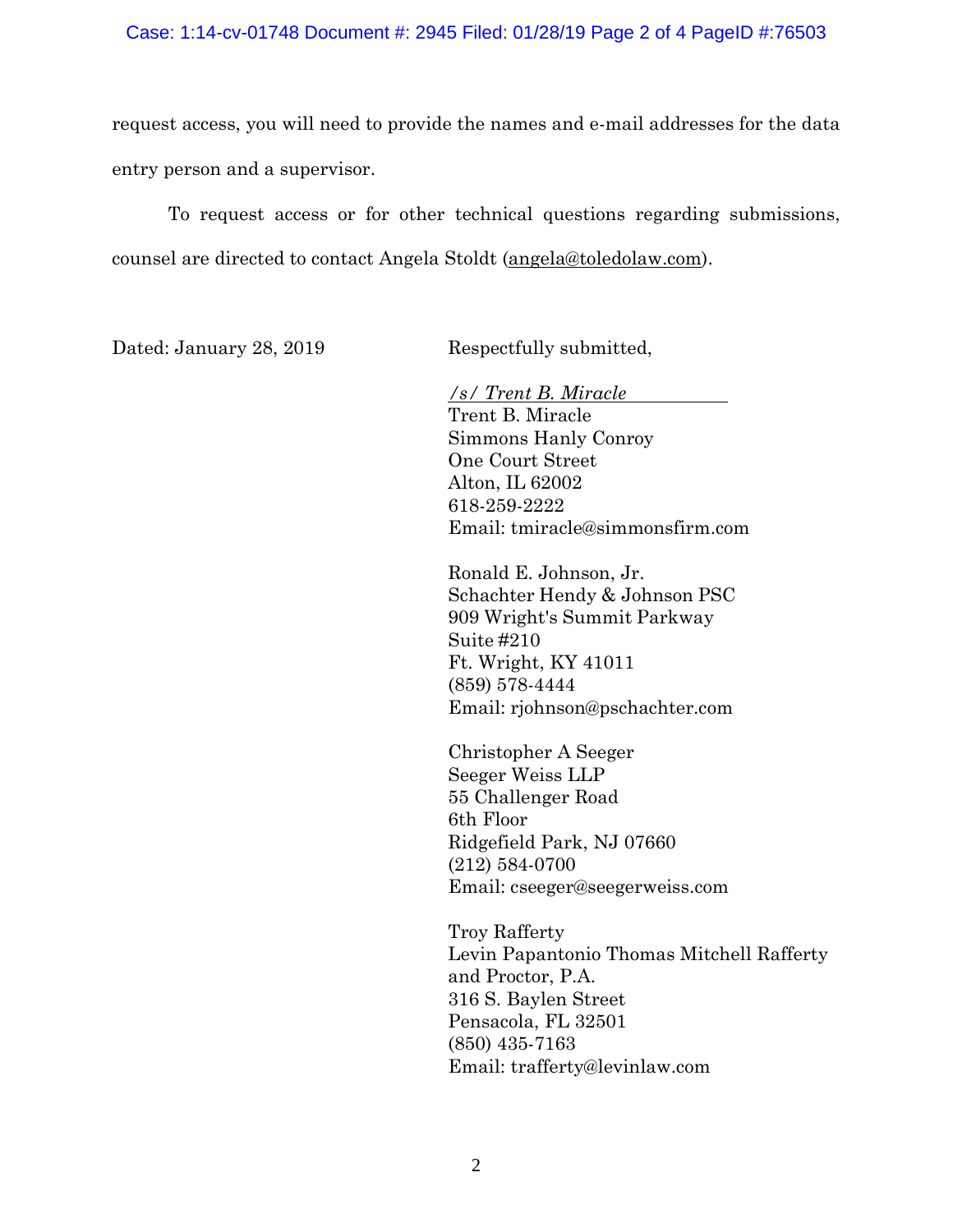request access, you will need to provide the names and e-mail addresses for the data entry person and a supervisor.

To request access or for other technical questions regarding submissions, counsel are directed to contact Angela Stoldt (angela@toledolaw.com).

Dated: January 28, 2019

Respectfully submitted,

*/s/ Trent B. Miracle*
Trent B. Miracle
Simmons Hanly Conroy
One Court Street
Alton, IL 62002
618-259-2222
Email: tmiracle@simmonsfirm.com

Ronald E. Johnson, Jr.
Schachter Hendy & Johnson PSC
909 Wright's Summit Parkway
Suite #210
Ft. Wright, KY 41011
(859) 578-4444
Email: rjohnson@pschachter.com

Christopher A Seeger
Seeger Weiss LLP
55 Challenger Road
6th Floor
Ridgefield Park, NJ 07660
(212) 584-0700
Email: cseeger@seegerweiss.com

Troy Rafferty
Levin Papantonio Thomas Mitchell Rafferty and Proctor, P.A.
316 S. Baylen Street
Pensacola, FL 32501
(850) 435-7163
Email: trafferty@levinlaw.com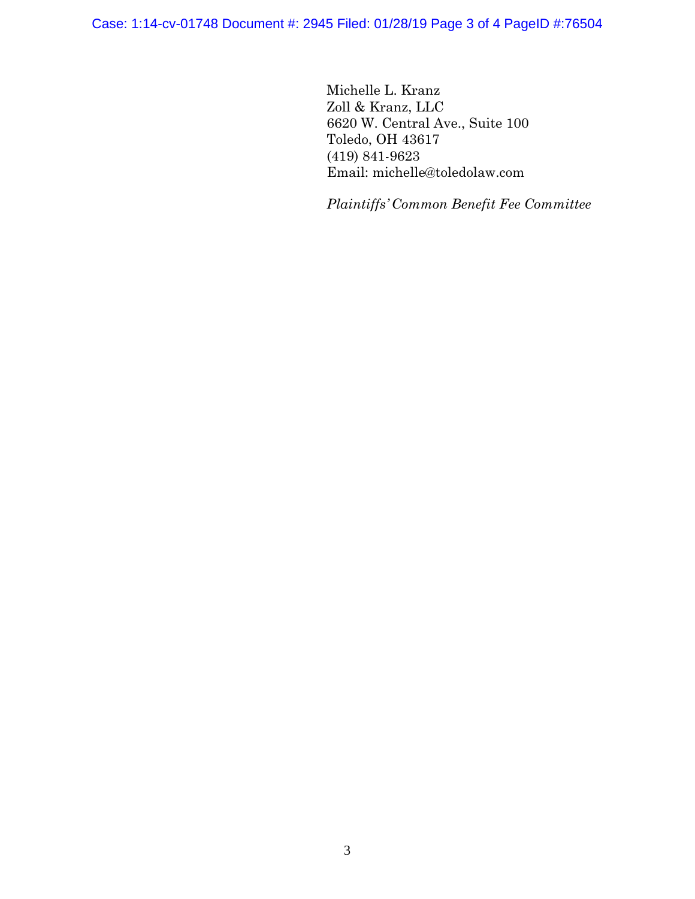Michelle L. Kranz
Zoll & Kranz, LLC
6620 W. Central Ave., Suite 100
Toledo, OH 43617
(419) 841-9623
Email: michelle@toledolaw.com

*Plaintiffs' Common Benefit Fee Committee*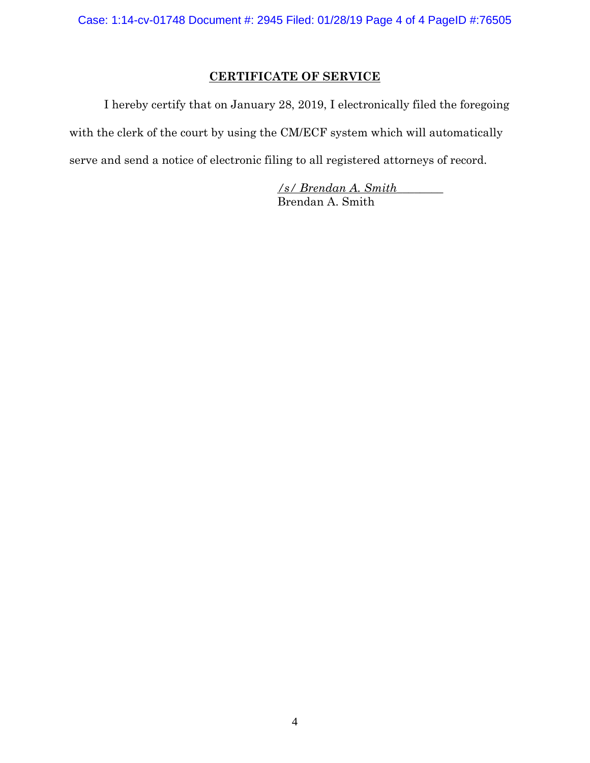**CERTIFICATE OF SERVICE**

I hereby certify that on January 28, 2019, I electronically filed the foregoing with the clerk of the court by using the CM/ECF system which will automatically serve and send a notice of electronic filing to all registered attorneys of record.

*/s/ Brendan A. Smith*
Brendan A. Smith